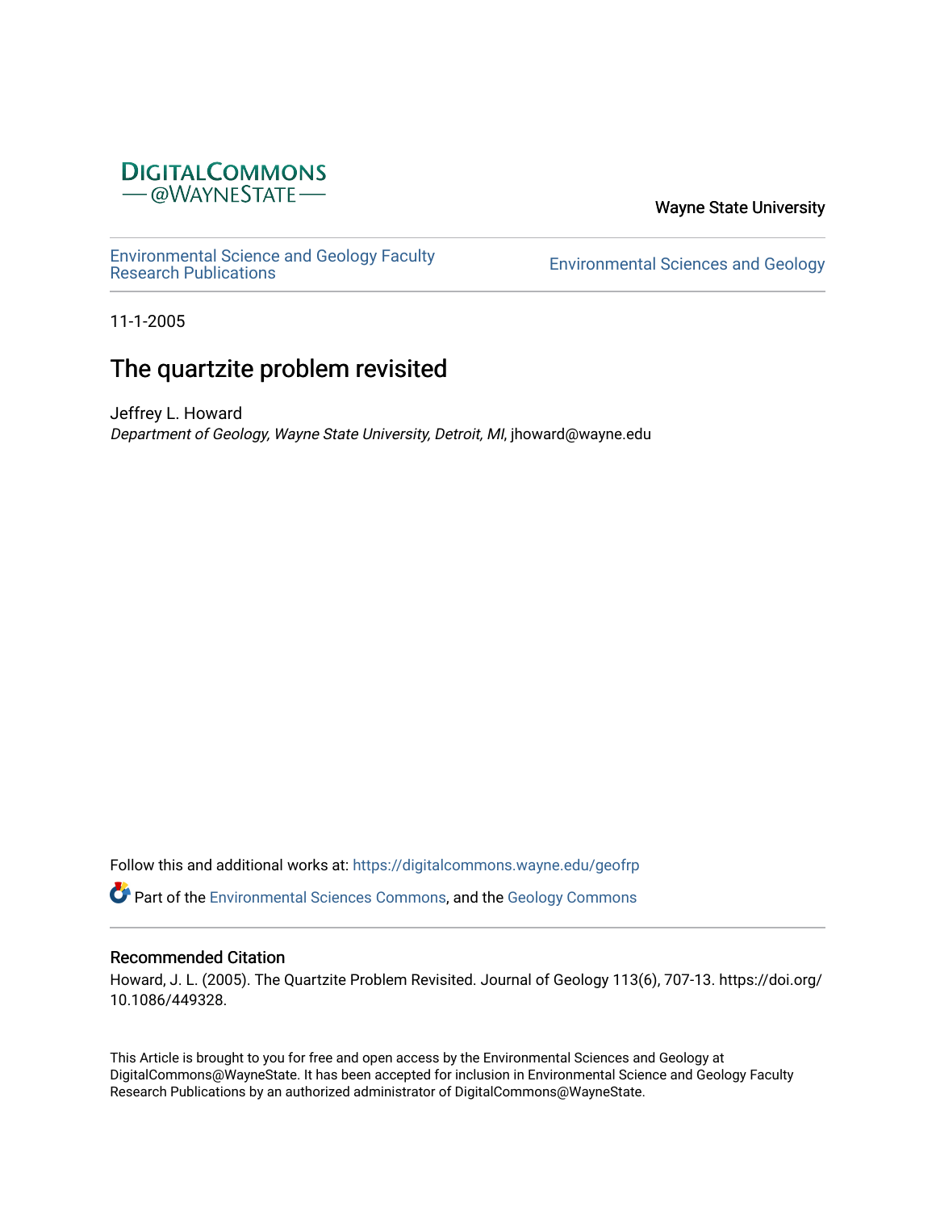DIGITALCOMMONS
@WAYNESTATE

Wayne State University

Environmental Science and Geology Faculty Research Publications

Environmental Sciences and Geology

11-1-2005

# The quartzite problem revisited

Jeffrey L. Howard
*Department of Geology, Wayne State University, Detroit, MI*, jhoward@wayne.edu

Follow this and additional works at: https://digitalcommons.wayne.edu/geofrp

Part of the Environmental Sciences Commons, and the Geology Commons

## Recommended Citation

Howard, J. L. (2005). The Quartzite Problem Revisited. Journal of Geology 113(6), 707-13. https://doi.org/10.1086/449328.

This Article is brought to you for free and open access by the Environmental Sciences and Geology at DigitalCommons@WayneState. It has been accepted for inclusion in Environmental Science and Geology Faculty Research Publications by an authorized administrator of DigitalCommons@WayneState.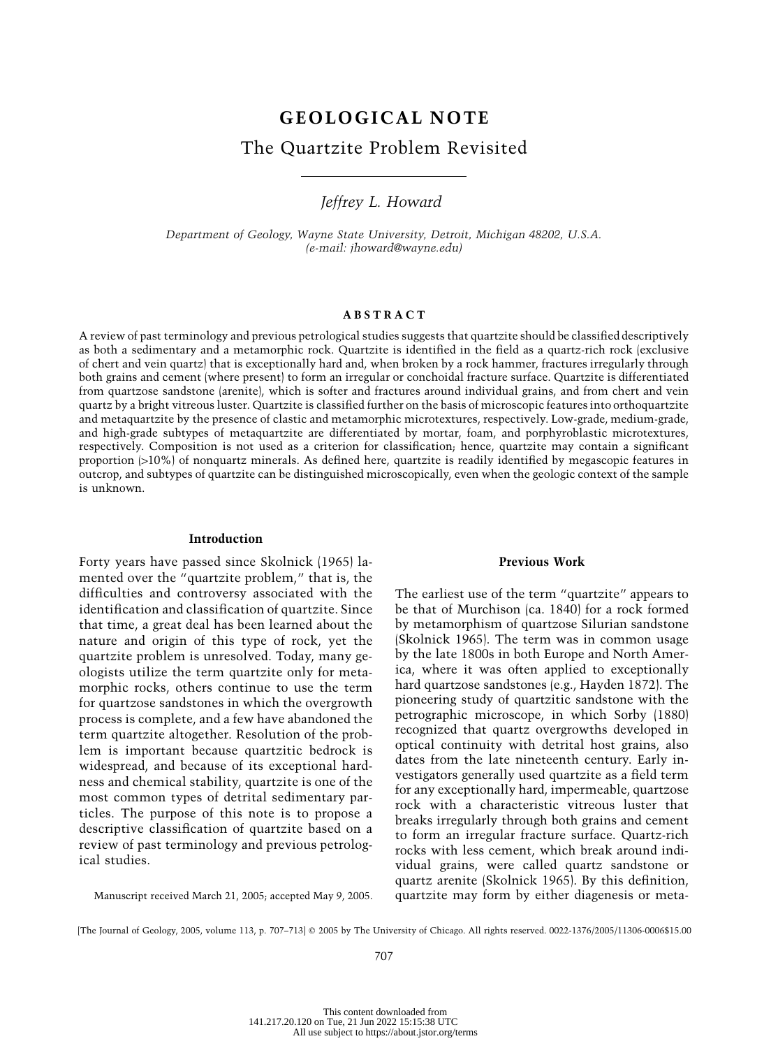# GEOLOGICAL NOTE

## The Quartzite Problem Revisited

*Jeffrey L. Howard*

*Department of Geology, Wayne State University, Detroit, Michigan 48202, U.S.A. (e-mail: jhoward@wayne.edu)*

### ABSTRACT

A review of past terminology and previous petrological studies suggests that quartzite should be classified descriptively as both a sedimentary and a metamorphic rock. Quartzite is identified in the field as a quartz-rich rock (exclusive of chert and vein quartz) that is exceptionally hard and, when broken by a rock hammer, fractures irregularly through both grains and cement (where present) to form an irregular or conchoidal fracture surface. Quartzite is differentiated from quartzose sandstone (arenite), which is softer and fractures around individual grains, and from chert and vein quartz by a bright vitreous luster. Quartzite is classified further on the basis of microscopic features into orthoquartzite and metaquartzite by the presence of clastic and metamorphic microtextures, respectively. Low-grade, medium-grade, and high-grade subtypes of metaquartzite are differentiated by mortar, foam, and porphyroblastic microtextures, respectively. Composition is not used as a criterion for classification; hence, quartzite may contain a significant proportion (>10%) of nonquartz minerals. As defined here, quartzite is readily identified by megascopic features in outcrop, and subtypes of quartzite can be distinguished microscopically, even when the geologic context of the sample is unknown.

### Introduction

Forty years have passed since Skolnick (1965) lamented over the "quartzite problem," that is, the difficulties and controversy associated with the identification and classification of quartzite. Since that time, a great deal has been learned about the nature and origin of this type of rock, yet the quartzite problem is unresolved. Today, many geologists utilize the term quartzite only for metamorphic rocks, others continue to use the term for quartzose sandstones in which the overgrowth process is complete, and a few have abandoned the term quartzite altogether. Resolution of the problem is important because quartzitic bedrock is widespread, and because of its exceptional hardness and chemical stability, quartzite is one of the most common types of detrital sedimentary particles. The purpose of this note is to propose a descriptive classification of quartzite based on a review of past terminology and previous petrological studies.

Manuscript received March 21, 2005; accepted May 9, 2005.

### Previous Work

The earliest use of the term "quartzite" appears to be that of Murchison (ca. 1840) for a rock formed by metamorphism of quartzose Silurian sandstone (Skolnick 1965). The term was in common usage by the late 1800s in both Europe and North America, where it was often applied to exceptionally hard quartzose sandstones (e.g., Hayden 1872). The pioneering study of quartzitic sandstone with the petrographic microscope, in which Sorby (1880) recognized that quartz overgrowths developed in optical continuity with detrital host grains, also dates from the late nineteenth century. Early investigators generally used quartzite as a field term for any exceptionally hard, impermeable, quartzose rock with a characteristic vitreous luster that breaks irregularly through both grains and cement to form an irregular fracture surface. Quartz-rich rocks with less cement, which break around individual grains, were called quartz sandstone or quartz arenite (Skolnick 1965). By this definition, quartzite may form by either diagenesis or meta-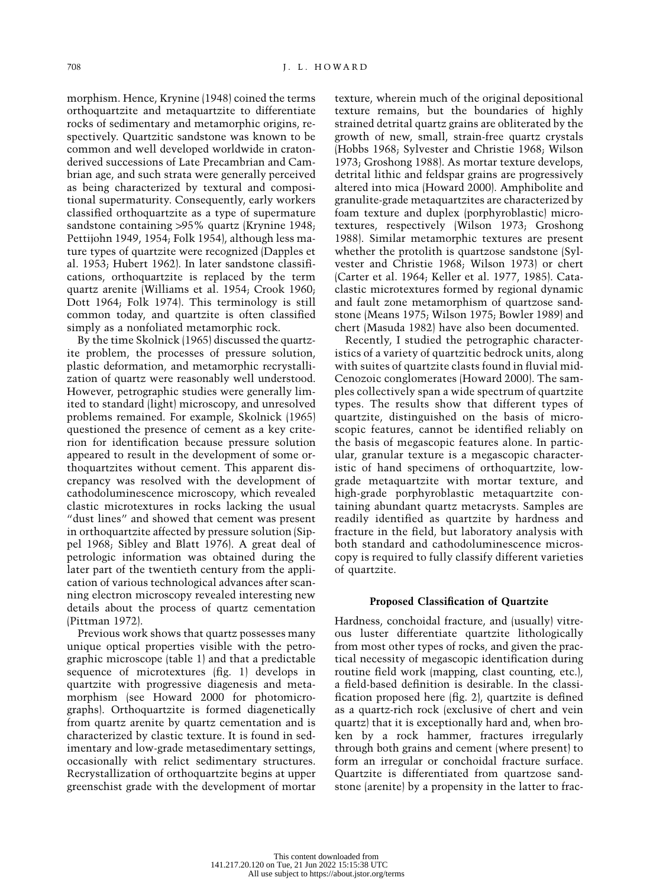morphism. Hence, Krynine (1948) coined the terms orthoquartzite and metaquartzite to differentiate rocks of sedimentary and metamorphic origins, respectively. Quartzitic sandstone was known to be common and well developed worldwide in craton-derived successions of Late Precambrian and Cambrian age, and such strata were generally perceived as being characterized by textural and compositional supermaturity. Consequently, early workers classified orthoquartzite as a type of supermature sandstone containing >95% quartz (Krynine 1948; Pettijohn 1949, 1954; Folk 1954), although less mature types of quartzite were recognized (Dapples et al. 1953; Hubert 1962). In later sandstone classifications, orthoquartzite is replaced by the term quartz arenite (Williams et al. 1954; Crook 1960; Dott 1964; Folk 1974). This terminology is still common today, and quartzite is often classified simply as a nonfoliated metamorphic rock.

By the time Skolnick (1965) discussed the quartzite problem, the processes of pressure solution, plastic deformation, and metamorphic recrystallization of quartz were reasonably well understood. However, petrographic studies were generally limited to standard (light) microscopy, and unresolved problems remained. For example, Skolnick (1965) questioned the presence of cement as a key criterion for identification because pressure solution appeared to result in the development of some orthoquartzites without cement. This apparent discrepancy was resolved with the development of cathodoluminescence microscopy, which revealed clastic microtextures in rocks lacking the usual "dust lines" and showed that cement was present in orthoquartzite affected by pressure solution (Sippel 1968; Sibley and Blatt 1976). A great deal of petrologic information was obtained during the later part of the twentieth century from the application of various technological advances after scanning electron microscopy revealed interesting new details about the process of quartz cementation (Pittman 1972).

Previous work shows that quartz possesses many unique optical properties visible with the petrographic microscope (table 1) and that a predictable sequence of microtextures (fig. 1) develops in quartzite with progressive diagenesis and metamorphism (see Howard 2000 for photomicrographs). Orthoquartzite is formed diagenetically from quartz arenite by quartz cementation and is characterized by clastic texture. It is found in sedimentary and low-grade metasedimentary settings, occasionally with relict sedimentary structures. Recrystallization of orthoquartzite begins at upper greenschist grade with the development of mortar texture, wherein much of the original depositional texture remains, but the boundaries of highly strained detrital quartz grains are obliterated by the growth of new, small, strain-free quartz crystals (Hobbs 1968; Sylvester and Christie 1968; Wilson 1973; Groshong 1988). As mortar texture develops, detrital lithic and feldspar grains are progressively altered into mica (Howard 2000). Amphibolite and granulite-grade metaquartzites are characterized by foam texture and duplex (porphyroblastic) microtextures, respectively (Wilson 1973; Groshong 1988). Similar metamorphic textures are present whether the protolith is quartzose sandstone (Sylvester and Christie 1968; Wilson 1973) or chert (Carter et al. 1964; Keller et al. 1977, 1985). Cataclastic microtextures formed by regional dynamic and fault zone metamorphism of quartzose sandstone (Means 1975; Wilson 1975; Bowler 1989) and chert (Masuda 1982) have also been documented.

Recently, I studied the petrographic characteristics of a variety of quartzitic bedrock units, along with suites of quartzite clasts found in fluvial mid-Cenozoic conglomerates (Howard 2000). The samples collectively span a wide spectrum of quartzite types. The results show that different types of quartzite, distinguished on the basis of microscopic features, cannot be identified reliably on the basis of megascopic features alone. In particular, granular texture is a megascopic characteristic of hand specimens of orthoquartzite, low-grade metaquartzite with mortar texture, and high-grade porphyroblastic metaquartzite containing abundant quartz metacrysts. Samples are readily identified as quartzite by hardness and fracture in the field, but laboratory analysis with both standard and cathodoluminescence microscopy is required to fully classify different varieties of quartzite.

## Proposed Classification of Quartzite

Hardness, conchoidal fracture, and (usually) vitreous luster differentiate quartzite lithologically from most other types of rocks, and given the practical necessity of megascopic identification during routine field work (mapping, clast counting, etc.), a field-based definition is desirable. In the classification proposed here (fig. 2), quartzite is defined as a quartz-rich rock (exclusive of chert and vein quartz) that it is exceptionally hard and, when broken by a rock hammer, fractures irregularly through both grains and cement (where present) to form an irregular or conchoidal fracture surface. Quartzite is differentiated from quartzose sandstone (arenite) by a propensity in the latter to frac-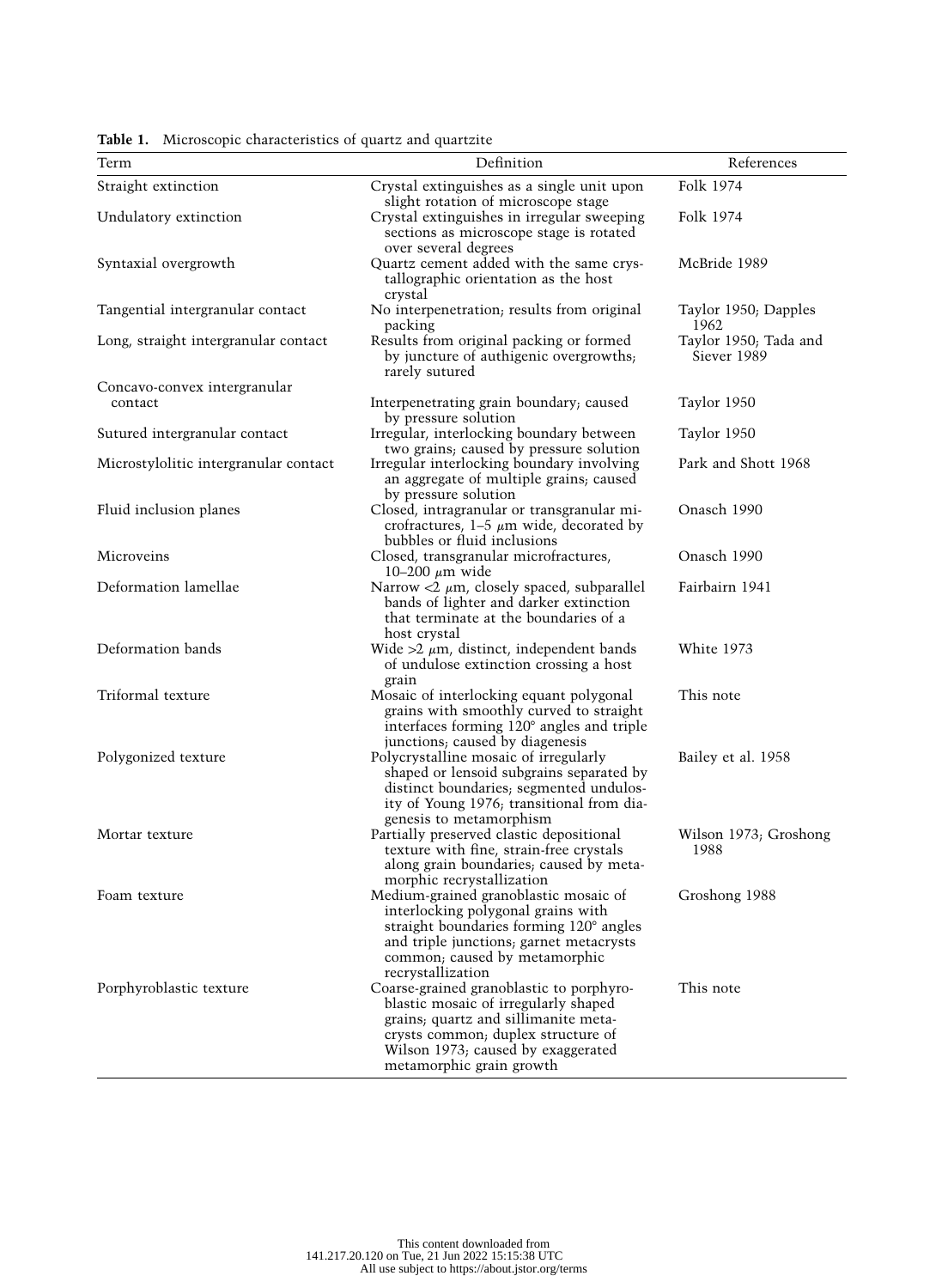**Table 1.** Microscopic characteristics of quartz and quartzite

| Term | Definition | References |
|---|---|---|
| Straight extinction | Crystal extinguishes as a single unit upon slight rotation of microscope stage | Folk 1974 |
| Undulatory extinction | Crystal extinguishes in irregular sweeping sections as microscope stage is rotated over several degrees | Folk 1974 |
| Syntaxial overgrowth | Quartz cement added with the same crystallographic orientation as the host crystal | McBride 1989 |
| Tangential intergranular contact | No interpenetration; results from original packing | Taylor 1950; Dapples 1962 |
| Long, straight intergranular contact | Results from original packing or formed by juncture of authigenic overgrowths; rarely sutured | Taylor 1950; Tada and Siever 1989 |
| Concavo-convex intergranular contact | Interpenetrating grain boundary; caused by pressure solution | Taylor 1950 |
| Sutured intergranular contact | Irregular, interlocking boundary between two grains; caused by pressure solution | Taylor 1950 |
| Microstylolitic intergranular contact | Irregular interlocking boundary involving an aggregate of multiple grains; caused by pressure solution | Park and Shott 1968 |
| Fluid inclusion planes | Closed, intragranular or transgranular microfractures, 1–5 $\mu$m wide, decorated by bubbles or fluid inclusions | Onasch 1990 |
| Microveins | Closed, transgranular microfractures, 10–200 $\mu$m wide | Onasch 1990 |
| Deformation lamellae | Narrow $<2$ $\mu$m, closely spaced, subparallel bands of lighter and darker extinction that terminate at the boundaries of a host crystal | Fairbairn 1941 |
| Deformation bands | Wide $>2$ $\mu$m, distinct, independent bands of undulose extinction crossing a host grain | White 1973 |
| Triformal texture | Mosaic of interlocking equant polygonal grains with smoothly curved to straight interfaces forming 120° angles and triple junctions; caused by diagenesis | This note |
| Polygonized texture | Polycrystalline mosaic of irregularly shaped or lensoid subgrains separated by distinct boundaries; segmented undulosity of Young 1976; transitional from diagenesis to metamorphism | Bailey et al. 1958 |
| Mortar texture | Partially preserved clastic depositional texture with fine, strain-free crystals along grain boundaries; caused by metamorphic recrystallization | Wilson 1973; Groshong 1988 |
| Foam texture | Medium-grained granoblastic mosaic of interlocking polygonal grains with straight boundaries forming 120° angles and triple junctions; garnet metacrysts common; caused by metamorphic recrystallization | Groshong 1988 |
| Porphyroblastic texture | Coarse-grained granoblastic to porphyroblastic mosaic of irregularly shaped grains; quartz and sillimanite metacrysts common; duplex structure of Wilson 1973; caused by exaggerated metamorphic grain growth | This note |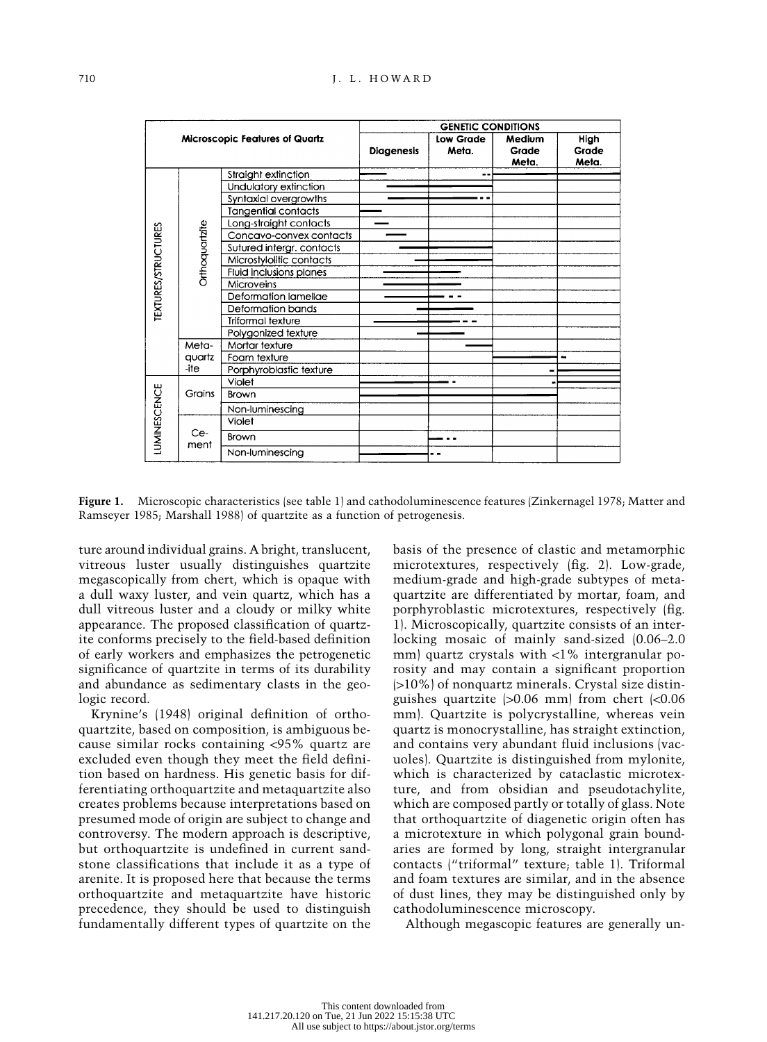**Figure 1.** Microscopic characteristics (see table 1) and cathodoluminescence features (Zinkernagel 1978; Matter and Ramseyer 1985; Marshall 1988) of quartzite as a function of petrogenesis.

ture around individual grains. A bright, translucent, vitreous luster usually distinguishes quartzite megascopically from chert, which is opaque with a dull waxy luster, and vein quartz, which has a dull vitreous luster and a cloudy or milky white appearance. The proposed classification of quartzite conforms precisely to the field-based definition of early workers and emphasizes the petrogenetic significance of quartzite in terms of its durability and abundance as sedimentary clasts in the geologic record.

Krynine's (1948) original definition of orthoquartzite, based on composition, is ambiguous because similar rocks containing <95% quartz are excluded even though they meet the field definition based on hardness. His genetic basis for differentiating orthoquartzite and metaquartzite also creates problems because interpretations based on presumed mode of origin are subject to change and controversy. The modern approach is descriptive, but orthoquartzite is undefined in current sandstone classifications that include it as a type of arenite. It is proposed here that because the terms orthoquartzite and metaquartzite have historic precedence, they should be used to distinguish fundamentally different types of quartzite on the basis of the presence of clastic and metamorphic microtextures, respectively (fig. 2). Low-grade, medium-grade and high-grade subtypes of metaquartzite are differentiated by mortar, foam, and porphyroblastic microtextures, respectively (fig. 1). Microscopically, quartzite consists of an interlocking mosaic of mainly sand-sized (0.06–2.0 mm) quartz crystals with <1% intergranular porosity and may contain a significant proportion (>10%) of nonquartz minerals. Crystal size distinguishes quartzite (>0.06 mm) from chert (<0.06 mm). Quartzite is polycrystalline, whereas vein quartz is monocrystalline, has straight extinction, and contains very abundant fluid inclusions (vacuoles). Quartzite is distinguished from mylonite, which is characterized by cataclastic microtexture, and from obsidian and pseudotachylite, which are composed partly or totally of glass. Note that orthoquartzite of diagenetic origin often has a microtexture in which polygonal grain boundaries are formed by long, straight intergranular contacts ("triformal" texture; table 1). Triformal and foam textures are similar, and in the absence of dust lines, they may be distinguished only by cathodoluminescence microscopy.

Although megascopic features are generally un-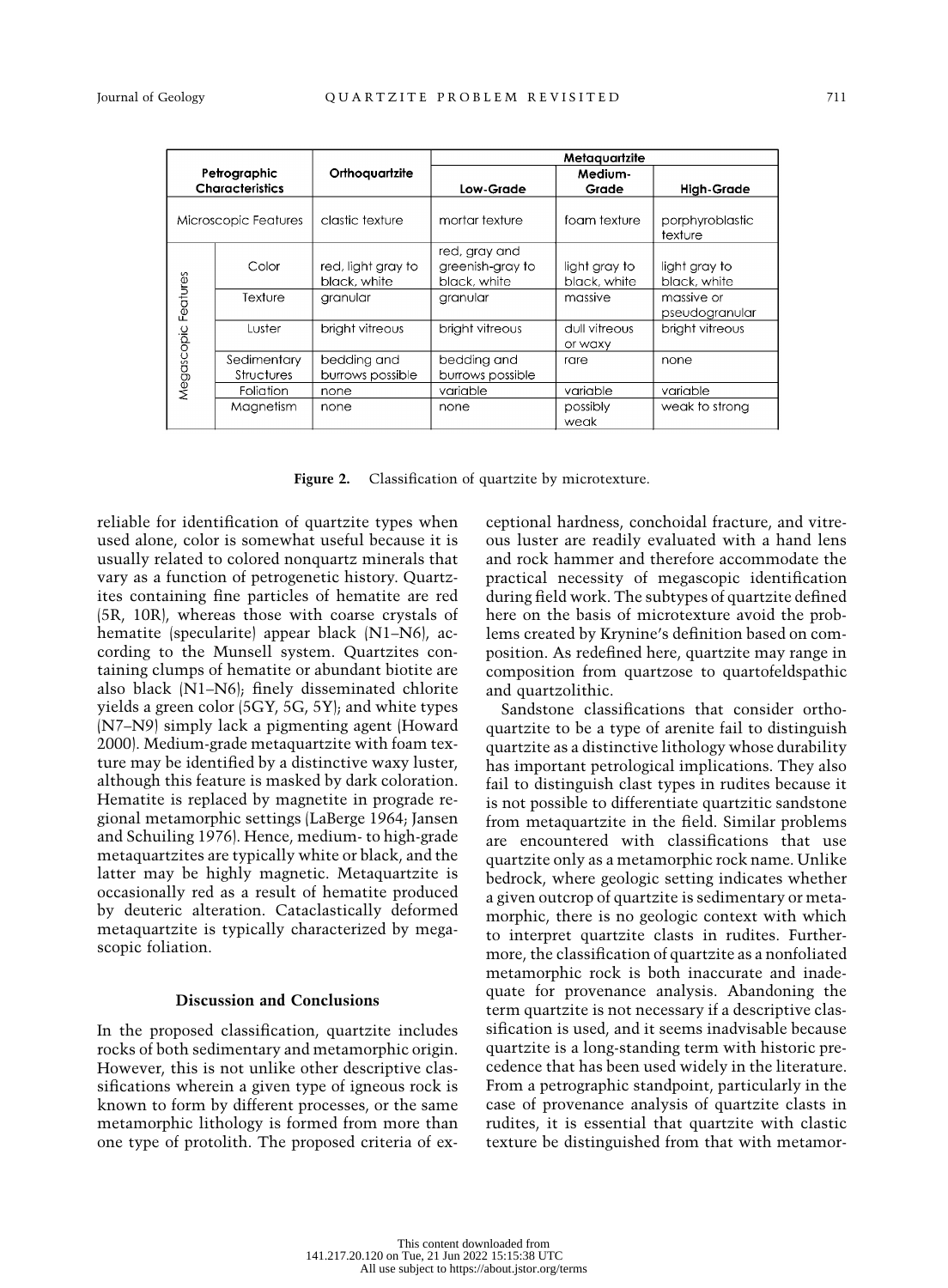| Petrographic Characteristics | | Orthoquartzite | Metaquartzite | | |
|---|---|---|---|---|---|
| | | | Low-Grade | Medium-Grade | High-Grade |
| Microscopic Features | | clastic texture | mortar texture | foam texture | porphyroblastic texture |
| Megascopic Features | Color | red, light gray to black, white | red, gray and greenish-gray to black, white | light gray to black, white | light gray to black, white |
| | Texture | granular | granular | massive | massive or pseudogranular |
| | Luster | bright vitreous | bright vitreous | dull vitreous or waxy | bright vitreous |
| | Sedimentary Structures | bedding and burrows possible | bedding and burrows possible | rare | none |
| | Foliation | none | variable | variable | variable |
| | Magnetism | none | none | possibly weak | weak to strong |

**Figure 2.** Classification of quartzite by microtexture.

reliable for identification of quartzite types when used alone, color is somewhat useful because it is usually related to colored nonquartz minerals that vary as a function of petrogenetic history. Quartzites containing fine particles of hematite are red (5R, 10R), whereas those with coarse crystals of hematite (specularite) appear black (N1–N6), according to the Munsell system. Quartzites containing clumps of hematite or abundant biotite are also black (N1–N6); finely disseminated chlorite yields a green color (5GY, 5G, 5Y); and white types (N7–N9) simply lack a pigmenting agent (Howard 2000). Medium-grade metaquartzite with foam texture may be identified by a distinctive waxy luster, although this feature is masked by dark coloration. Hematite is replaced by magnetite in prograde regional metamorphic settings (LaBerge 1964; Jansen and Schuiling 1976). Hence, medium- to high-grade metaquartzites are typically white or black, and the latter may be highly magnetic. Metaquartzite is occasionally red as a result of hematite produced by deuteric alteration. Cataclastically deformed metaquartzite is typically characterized by megascopic foliation.

## Discussion and Conclusions

In the proposed classification, quartzite includes rocks of both sedimentary and metamorphic origin. However, this is not unlike other descriptive classifications wherein a given type of igneous rock is known to form by different processes, or the same metamorphic lithology is formed from more than one type of protolith. The proposed criteria of exceptional hardness, conchoidal fracture, and vitreous luster are readily evaluated with a hand lens and rock hammer and therefore accommodate the practical necessity of megascopic identification during field work. The subtypes of quartzite defined here on the basis of microtexture avoid the problems created by Krynine's definition based on composition. As redefined here, quartzite may range in composition from quartzose to quartofeldspathic and quartzolithic.

Sandstone classifications that consider orthoquartzite to be a type of arenite fail to distinguish quartzite as a distinctive lithology whose durability has important petrological implications. They also fail to distinguish clast types in rudites because it is not possible to differentiate quartzitic sandstone from metaquartzite in the field. Similar problems are encountered with classifications that use quartzite only as a metamorphic rock name. Unlike bedrock, where geologic setting indicates whether a given outcrop of quartzite is sedimentary or metamorphic, there is no geologic context with which to interpret quartzite clasts in rudites. Furthermore, the classification of quartzite as a nonfoliated metamorphic rock is both inaccurate and inadequate for provenance analysis. Abandoning the term quartzite is not necessary if a descriptive classification is used, and it seems inadvisable because quartzite is a long-standing term with historic precedence that has been used widely in the literature. From a petrographic standpoint, particularly in the case of provenance analysis of quartzite clasts in rudites, it is essential that quartzite with clastic texture be distinguished from that with metamor-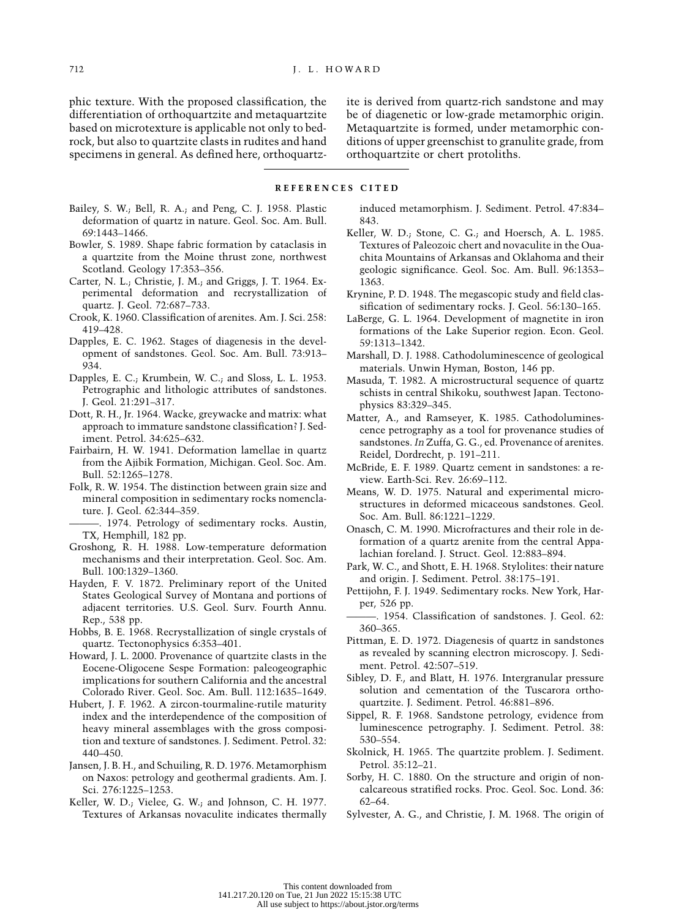phic texture. With the proposed classification, the differentiation of orthoquartzite and metaquartzite based on microtexture is applicable not only to bedrock, but also to quartzite clasts in rudites and hand specimens in general. As defined here, orthoquartzite is derived from quartz-rich sandstone and may be of diagenetic or low-grade metamorphic origin. Metaquartzite is formed, under metamorphic conditions of upper greenschist to granulite grade, from orthoquartzite or chert protoliths.

## REFERENCES CITED

Bailey, S. W.; Bell, R. A.; and Peng, C. J. 1958. Plastic deformation of quartz in nature. Geol. Soc. Am. Bull. 69:1443–1466.

Bowler, S. 1989. Shape fabric formation by cataclasis in a quartzite from the Moine thrust zone, northwest Scotland. Geology 17:353–356.

Carter, N. L.; Christie, J. M.; and Griggs, J. T. 1964. Experimental deformation and recrystallization of quartz. J. Geol. 72:687–733.

Crook, K. 1960. Classification of arenites. Am. J. Sci. 258: 419–428.

Dapples, E. C. 1962. Stages of diagenesis in the development of sandstones. Geol. Soc. Am. Bull. 73:913–934.

Dapples, E. C.; Krumbein, W. C.; and Sloss, L. L. 1953. Petrographic and lithologic attributes of sandstones. J. Geol. 21:291–317.

Dott, R. H., Jr. 1964. Wacke, greywacke and matrix: what approach to immature sandstone classification? J. Sediment. Petrol. 34:625–632.

Fairbairn, H. W. 1941. Deformation lamellae in quartz from the Ajibik Formation, Michigan. Geol. Soc. Am. Bull. 52:1265–1278.

Folk, R. W. 1954. The distinction between grain size and mineral composition in sedimentary rocks nomenclature. J. Geol. 62:344–359.

———. 1974. Petrology of sedimentary rocks. Austin, TX, Hemphill, 182 pp.

Groshong, R. H. 1988. Low-temperature deformation mechanisms and their interpretation. Geol. Soc. Am. Bull. 100:1329–1360.

Hayden, F. V. 1872. Preliminary report of the United States Geological Survey of Montana and portions of adjacent territories. U.S. Geol. Surv. Fourth Annu. Rep., 538 pp.

Hobbs, B. E. 1968. Recrystallization of single crystals of quartz. Tectonophysics 6:353–401.

Howard, J. L. 2000. Provenance of quartzite clasts in the Eocene-Oligocene Sespe Formation: paleogeographic implications for southern California and the ancestral Colorado River. Geol. Soc. Am. Bull. 112:1635–1649.

Hubert, J. F. 1962. A zircon-tourmaline-rutile maturity index and the interdependence of the composition of heavy mineral assemblages with the gross composition and texture of sandstones. J. Sediment. Petrol. 32: 440–450.

Jansen, J. B. H., and Schuiling, R. D. 1976. Metamorphism on Naxos: petrology and geothermal gradients. Am. J. Sci. 276:1225–1253.

Keller, W. D.; Vielee, G. W.; and Johnson, C. H. 1977. Textures of Arkansas novaculite indicates thermally induced metamorphism. J. Sediment. Petrol. 47:834–843.

Keller, W. D.; Stone, C. G.; and Hoersch, A. L. 1985. Textures of Paleozoic chert and novaculite in the Ouachita Mountains of Arkansas and Oklahoma and their geologic significance. Geol. Soc. Am. Bull. 96:1353–1363.

Krynine, P. D. 1948. The megascopic study and field classification of sedimentary rocks. J. Geol. 56:130–165.

LaBerge, G. L. 1964. Development of magnetite in iron formations of the Lake Superior region. Econ. Geol. 59:1313–1342.

Marshall, D. J. 1988. Cathodoluminescence of geological materials. Unwin Hyman, Boston, 146 pp.

Masuda, T. 1982. A microstructural sequence of quartz schists in central Shikoku, southwest Japan. Tectonophysics 83:329–345.

Matter, A., and Ramseyer, K. 1985. Cathodoluminescence petrography as a tool for provenance studies of sandstones. *In* Zuffa, G. G., ed. Provenance of arenites. Reidel, Dordrecht, p. 191–211.

McBride, E. F. 1989. Quartz cement in sandstones: a review. Earth-Sci. Rev. 26:69–112.

Means, W. D. 1975. Natural and experimental microstructures in deformed micaceous sandstones. Geol. Soc. Am. Bull. 86:1221–1229.

Onasch, C. M. 1990. Microfractures and their role in deformation of a quartz arenite from the central Appalachian foreland. J. Struct. Geol. 12:883–894.

Park, W. C., and Shott, E. H. 1968. Stylolites: their nature and origin. J. Sediment. Petrol. 38:175–191.

Pettijohn, F. J. 1949. Sedimentary rocks. New York, Harper, 526 pp.

———. 1954. Classification of sandstones. J. Geol. 62: 360–365.

Pittman, E. D. 1972. Diagenesis of quartz in sandstones as revealed by scanning electron microscopy. J. Sediment. Petrol. 42:507–519.

Sibley, D. F., and Blatt, H. 1976. Intergranular pressure solution and cementation of the Tuscarora orthoquartzite. J. Sediment. Petrol. 46:881–896.

Sippel, R. F. 1968. Sandstone petrology, evidence from luminescence petrography. J. Sediment. Petrol. 38: 530–554.

Skolnick, H. 1965. The quartzite problem. J. Sediment. Petrol. 35:12–21.

Sorby, H. C. 1880. On the structure and origin of noncalcareous stratified rocks. Proc. Geol. Soc. Lond. 36: 62–64.

Sylvester, A. G., and Christie, J. M. 1968. The origin of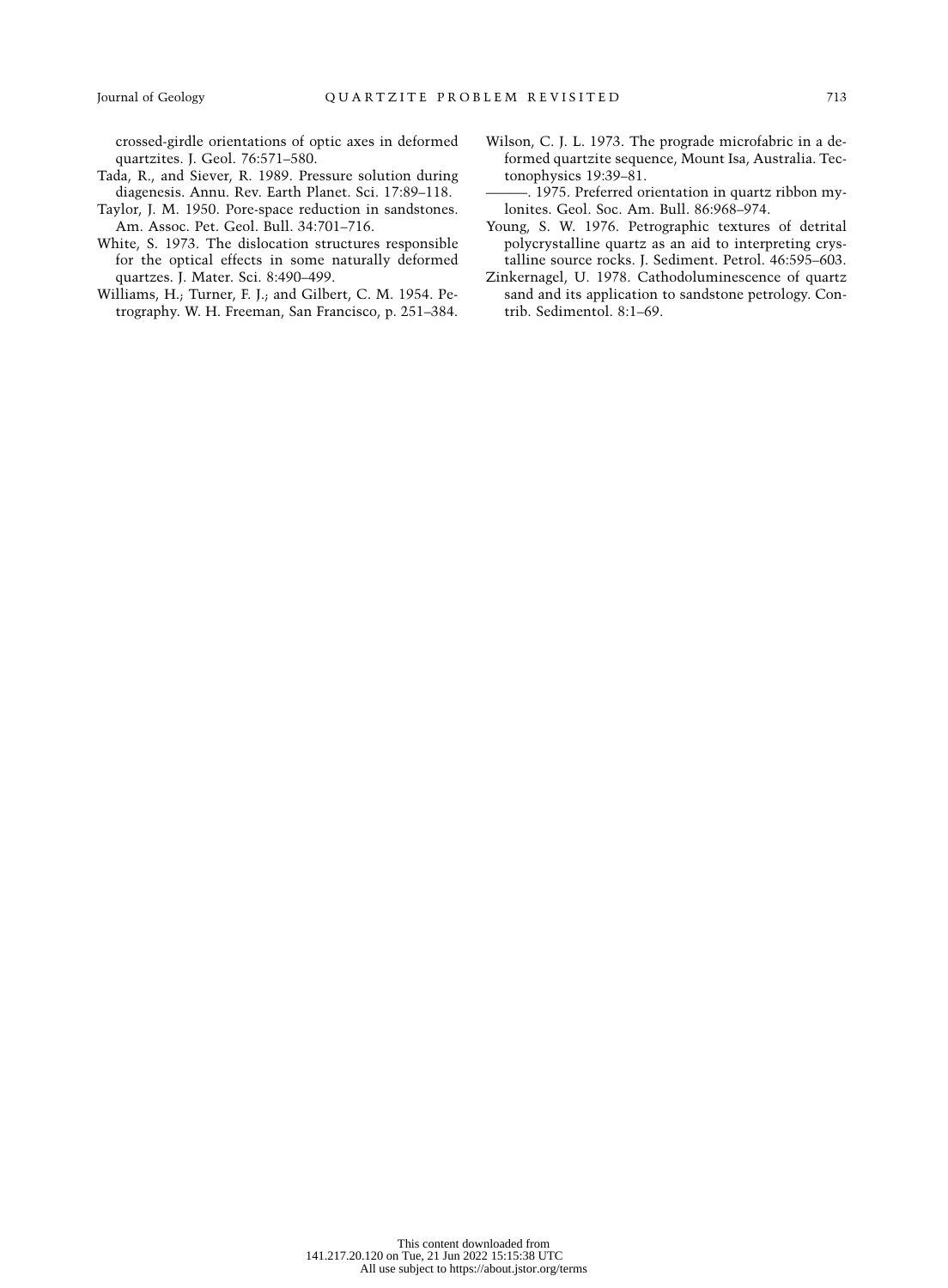crossed-girdle orientations of optic axes in deformed quartzites. J. Geol. 76:571–580.

Tada, R., and Siever, R. 1989. Pressure solution during diagenesis. Annu. Rev. Earth Planet. Sci. 17:89–118.

Taylor, J. M. 1950. Pore-space reduction in sandstones. Am. Assoc. Pet. Geol. Bull. 34:701–716.

White, S. 1973. The dislocation structures responsible for the optical effects in some naturally deformed quartzes. J. Mater. Sci. 8:490–499.

Williams, H.; Turner, F. J.; and Gilbert, C. M. 1954. Petrography. W. H. Freeman, San Francisco, p. 251–384.

Wilson, C. J. L. 1973. The prograde microfabric in a deformed quartzite sequence, Mount Isa, Australia. Tectonophysics 19:39–81.

———. 1975. Preferred orientation in quartz ribbon mylonites. Geol. Soc. Am. Bull. 86:968–974.

Young, S. W. 1976. Petrographic textures of detrital polycrystalline quartz as an aid to interpreting crystalline source rocks. J. Sediment. Petrol. 46:595–603.

Zinkernagel, U. 1978. Cathodoluminescence of quartz sand and its application to sandstone petrology. Contrib. Sedimentol. 8:1–69.